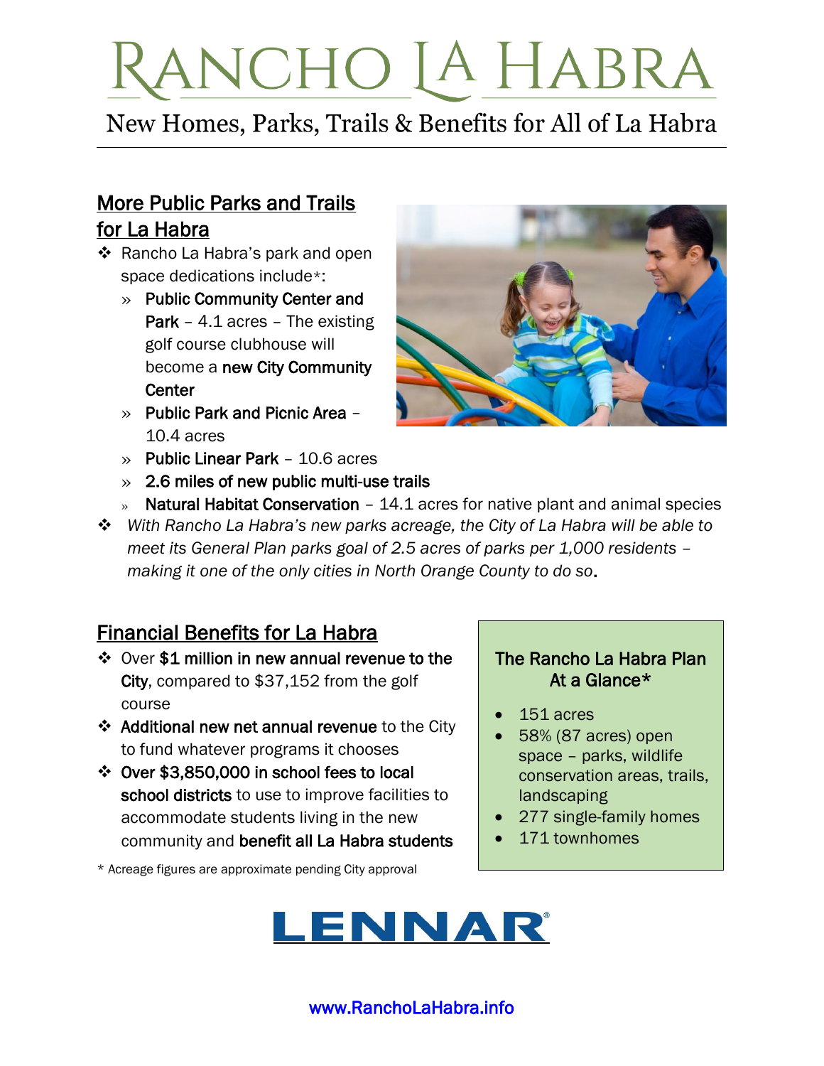# Rancho La Habra

New Homes, Parks, Trails & Benefits for All of La Habra

## More Public Parks and Trails for La Habra

- Rancho La Habra's park and open space dedications include*:
  - **Public Community Center and Park** – 4.1 acres – The existing golf course clubhouse will become a **new City Community Center**
  - **Public Park and Picnic Area** – 10.4 acres
  - **Public Linear Park** – 10.6 acres
  - **2.6 miles of new public multi-use trails**
  - **Natural Habitat Conservation** – 14.1 acres for native plant and animal species
- *With Rancho La Habra's new parks acreage, the City of La Habra will be able to meet its General Plan parks goal of 2.5 acres of parks per 1,000 residents – making it one of the only cities in North Orange County to do so*.

## Financial Benefits for La Habra

- Over **$1 million in new annual revenue to the City**, compared to $37,152 from the golf course
- **Additional new net annual revenue** to the City to fund whatever programs it chooses
- **Over $3,850,000 in school fees to local school districts** to use to improve facilities to accommodate students living in the new community and **benefit all La Habra students**

### The Rancho La Habra Plan At a Glance*

- 151 acres
- 58% (87 acres) open space – parks, wildlife conservation areas, trails, landscaping
- 277 single-family homes
- 171 townhomes

* Acreage figures are approximate pending City approval

LENNAR®

www.RanchoLaHabra.info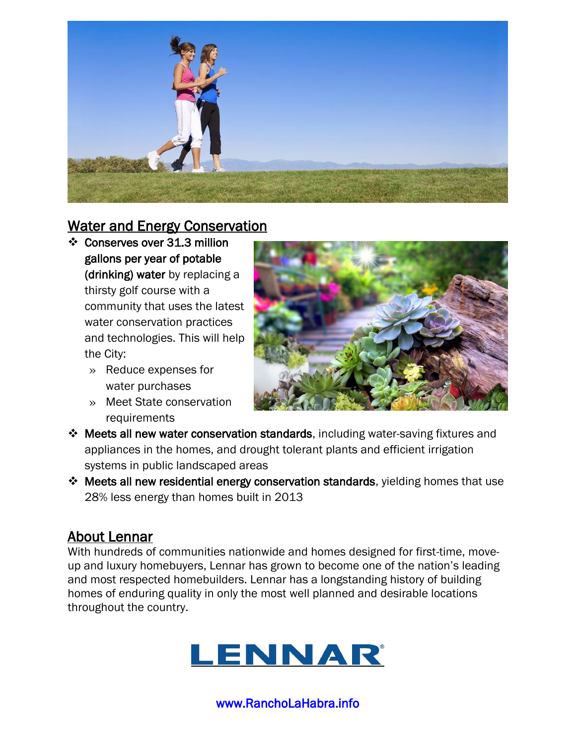## Water and Energy Conservation

- **Conserves over 31.3 million gallons per year of potable (drinking) water** by replacing a thirsty golf course with a community that uses the latest water conservation practices and technologies. This will help the City:
  - Reduce expenses for water purchases
  - Meet State conservation requirements
- **Meets all new water conservation standards**, including water-saving fixtures and appliances in the homes, and drought tolerant plants and efficient irrigation systems in public landscaped areas
- **Meets all new residential energy conservation standards**, yielding homes that use 28% less energy than homes built in 2013

## About Lennar

With hundreds of communities nationwide and homes designed for first-time, move-up and luxury homebuyers, Lennar has grown to become one of the nation's leading and most respected homebuilders. Lennar has a longstanding history of building homes of enduring quality in only the most well planned and desirable locations throughout the country.

LENNAR®

www.RanchoLaHabra.info